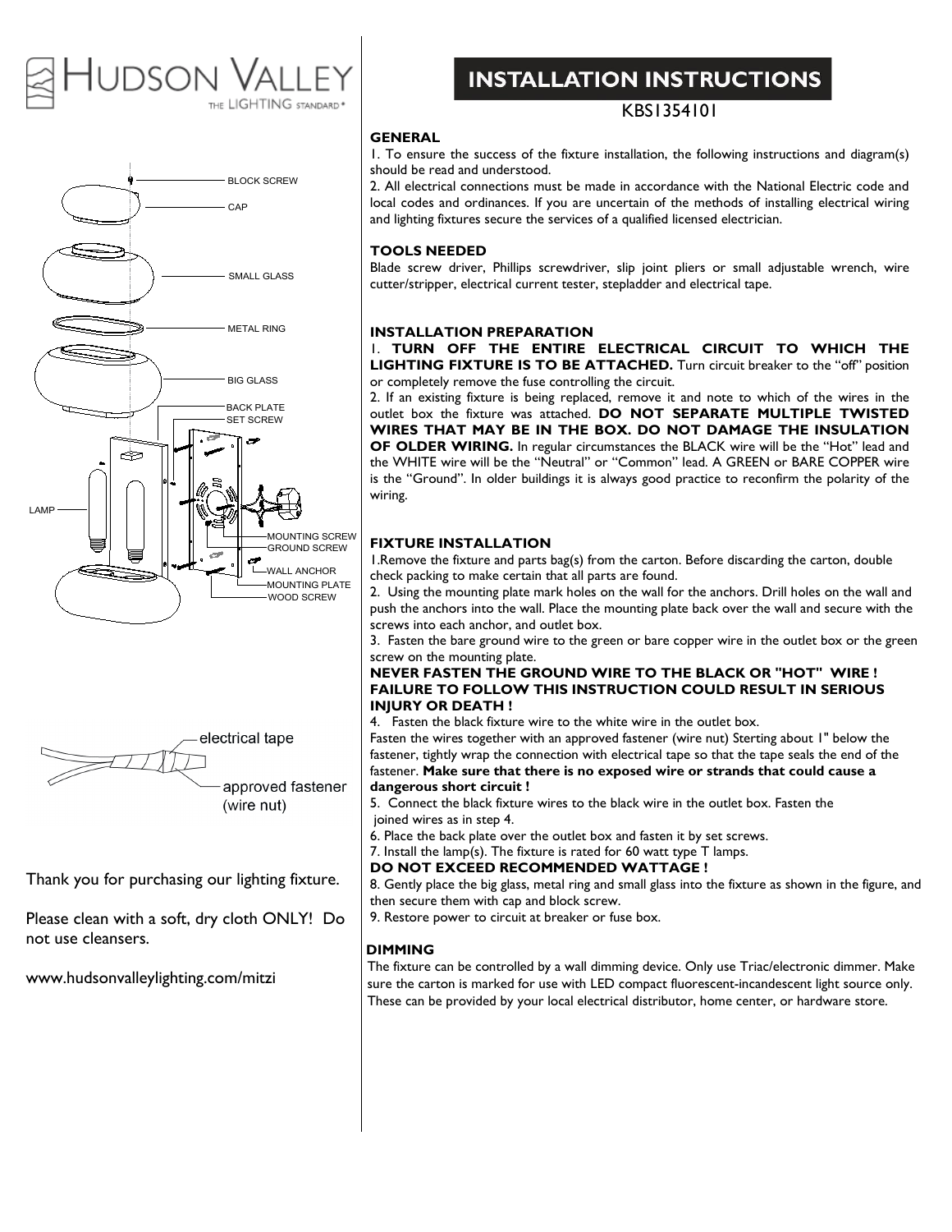HUDSON VALLEY
THE LIGHTING STANDARD®

BLOCK SCREW
CAP
SMALL GLASS
METAL RING
BIG GLASS
BACK PLATE
SET SCREW
LAMP
MOUNTING SCREW
GROUND SCREW
WALL ANCHOR
MOUNTING PLATE
WOOD SCREW

electrical tape
approved fastener (wire nut)

Thank you for purchasing our lighting fixture.

Please clean with a soft, dry cloth ONLY! Do not use cleansers.

www.hudsonvalleylighting.com/mitzi

# INSTALLATION INSTRUCTIONS

KBS1354101

### GENERAL

1. To ensure the success of the fixture installation, the following instructions and diagram(s) should be read and understood.
2. All electrical connections must be made in accordance with the National Electric code and local codes and ordinances. If you are uncertain of the methods of installing electrical wiring and lighting fixtures secure the services of a qualified licensed electrician.

### TOOLS NEEDED

Blade screw driver, Phillips screwdriver, slip joint pliers or small adjustable wrench, wire cutter/stripper, electrical current tester, stepladder and electrical tape.

### INSTALLATION PREPARATION

1. **TURN OFF THE ENTIRE ELECTRICAL CIRCUIT TO WHICH THE LIGHTING FIXTURE IS TO BE ATTACHED.** Turn circuit breaker to the "off" position or completely remove the fuse controlling the circuit.
2. If an existing fixture is being replaced, remove it and note to which of the wires in the outlet box the fixture was attached. **DO NOT SEPARATE MULTIPLE TWISTED WIRES THAT MAY BE IN THE BOX. DO NOT DAMAGE THE INSULATION OF OLDER WIRING.** In regular circumstances the BLACK wire will be the "Hot" lead and the WHITE wire will be the "Neutral" or "Common" lead. A GREEN or BARE COPPER wire is the "Ground". In older buildings it is always good practice to reconfirm the polarity of the wiring.

### FIXTURE INSTALLATION

1.Remove the fixture and parts bag(s) from the carton. Before discarding the carton, double check packing to make certain that all parts are found.
2. Using the mounting plate mark holes on the wall for the anchors. Drill holes on the wall and push the anchors into the wall. Place the mounting plate back over the wall and secure with the screws into each anchor, and outlet box.
3. Fasten the bare ground wire to the green or bare copper wire in the outlet box or the green screw on the mounting plate.

**NEVER FASTEN THE GROUND WIRE TO THE BLACK OR "HOT" WIRE ! FAILURE TO FOLLOW THIS INSTRUCTION COULD RESULT IN SERIOUS INJURY OR DEATH !**

4. Fasten the black fixture wire to the white wire in the outlet box.
Fasten the wires together with an approved fastener (wire nut) Sterting about 1" below the fastener, tightly wrap the connection with electrical tape so that the tape seals the end of the fastener. **Make sure that there is no exposed wire or strands that could cause a dangerous short circuit !**
5. Connect the black fixture wires to the black wire in the outlet box. Fasten the joined wires as in step 4.
6. Place the back plate over the outlet box and fasten it by set screws.
7. Install the lamp(s). The fixture is rated for 60 watt type T lamps.
**DO NOT EXCEED RECOMMENDED WATTAGE !**
8. Gently place the big glass, metal ring and small glass into the fixture as shown in the figure, and then secure them with cap and block screw.
9. Restore power to circuit at breaker or fuse box.

### DIMMING

The fixture can be controlled by a wall dimming device. Only use Triac/electronic dimmer. Make sure the carton is marked for use with LED compact fluorescent-incandescent light source only. These can be provided by your local electrical distributor, home center, or hardware store.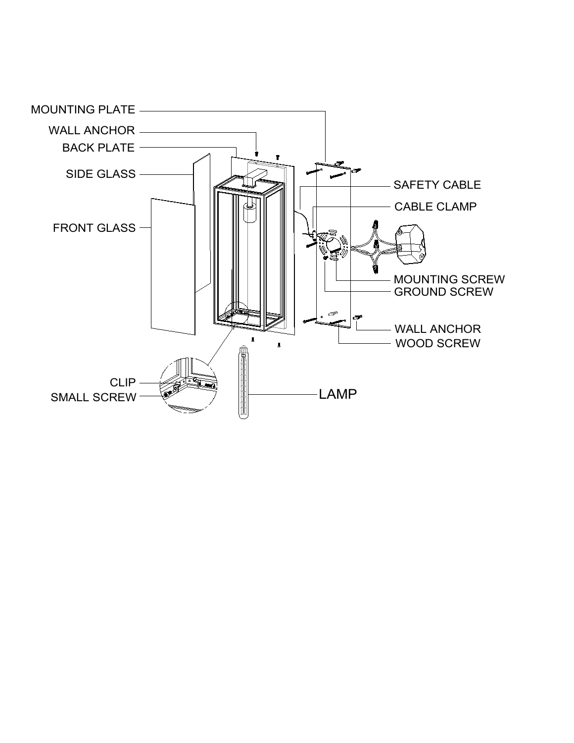MOUNTING PLATE

WALL ANCHOR

BACK PLATE

SIDE GLASS

FRONT GLASS

SAFETY CABLE

CABLE CLAMP

MOUNTING SCREW

GROUND SCREW

WALL ANCHOR

WOOD SCREW

CLIP

SMALL SCREW

LAMP